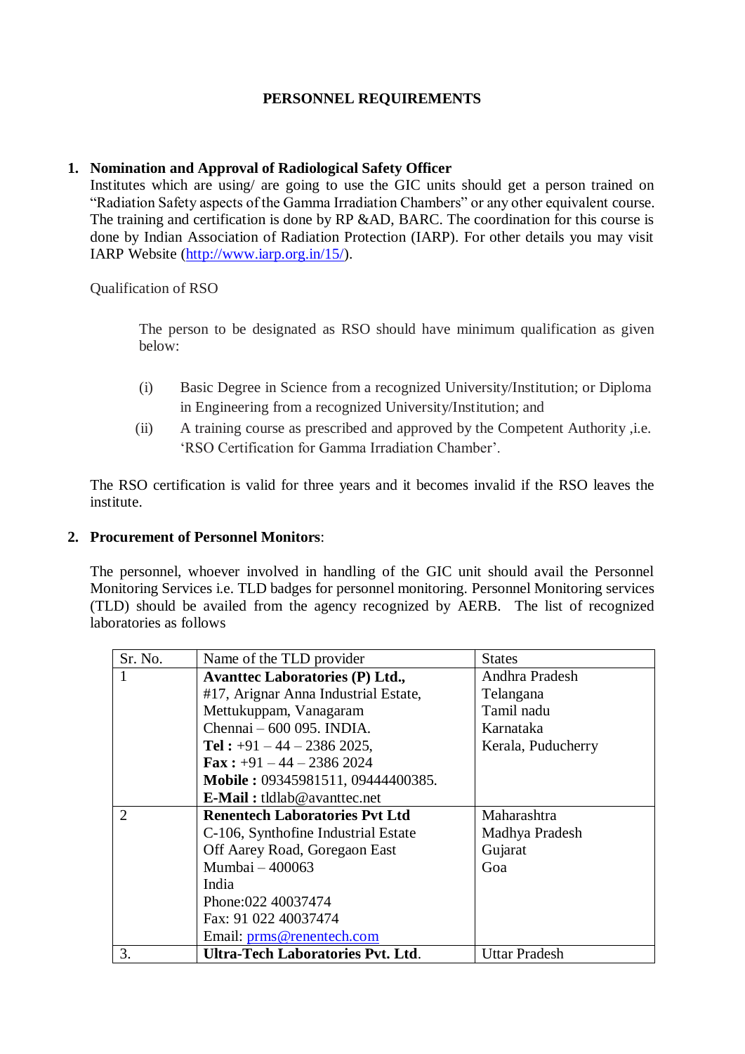# PERSONNEL REQUIREMENTS

1. **Nomination and Approval of Radiological Safety Officer**

   Institutes which are using/ are going to use the GIC units should get a person trained on "Radiation Safety aspects of the Gamma Irradiation Chambers" or any other equivalent course. The training and certification is done by RP &AD, BARC. The coordination for this course is done by Indian Association of Radiation Protection (IARP). For other details you may visit IARP Website (http://www.iarp.org.in/15/).

   Qualification of RSO

   The person to be designated as RSO should have minimum qualification as given below:

   (i) Basic Degree in Science from a recognized University/Institution; or Diploma in Engineering from a recognized University/Institution; and

   (ii) A training course as prescribed and approved by the Competent Authority ,i.e. 'RSO Certification for Gamma Irradiation Chamber'.

   The RSO certification is valid for three years and it becomes invalid if the RSO leaves the institute.

2. **Procurement of Personnel Monitors**:

   The personnel, whoever involved in handling of the GIC unit should avail the Personnel Monitoring Services i.e. TLD badges for personnel monitoring. Personnel Monitoring services (TLD) should be availed from the agency recognized by AERB. The list of recognized laboratories as follows

| Sr. No. | Name of the TLD provider | States |
|---|---|---|
| 1 | **Avanttec Laboratories (P) Ltd.,**<br>#17, Arignar Anna Industrial Estate,<br>Mettukuppam, Vanagaram<br>Chennai – 600 095. INDIA.<br>**Tel :** +91 – 44 – 2386 2025,<br>**Fax :** +91 – 44 – 2386 2024<br>**Mobile :** 09345981511, 09444400385.<br>**E-Mail :** tldlab@avanttec.net | Andhra Pradesh<br>Telangana<br>Tamil nadu<br>Karnataka<br>Kerala, Puducherry |
| 2 | **Renentech Laboratories Pvt Ltd**<br>C-106, Synthofine Industrial Estate<br>Off Aarey Road, Goregaon East<br>Mumbai – 400063<br>India<br>Phone:022 40037474<br>Fax: 91 022 40037474<br>Email: prms@renentech.com | Maharashtra<br>Madhya Pradesh<br>Gujarat<br>Goa |
| 3. | **Ultra-Tech Laboratories Pvt. Ltd**. | Uttar Pradesh |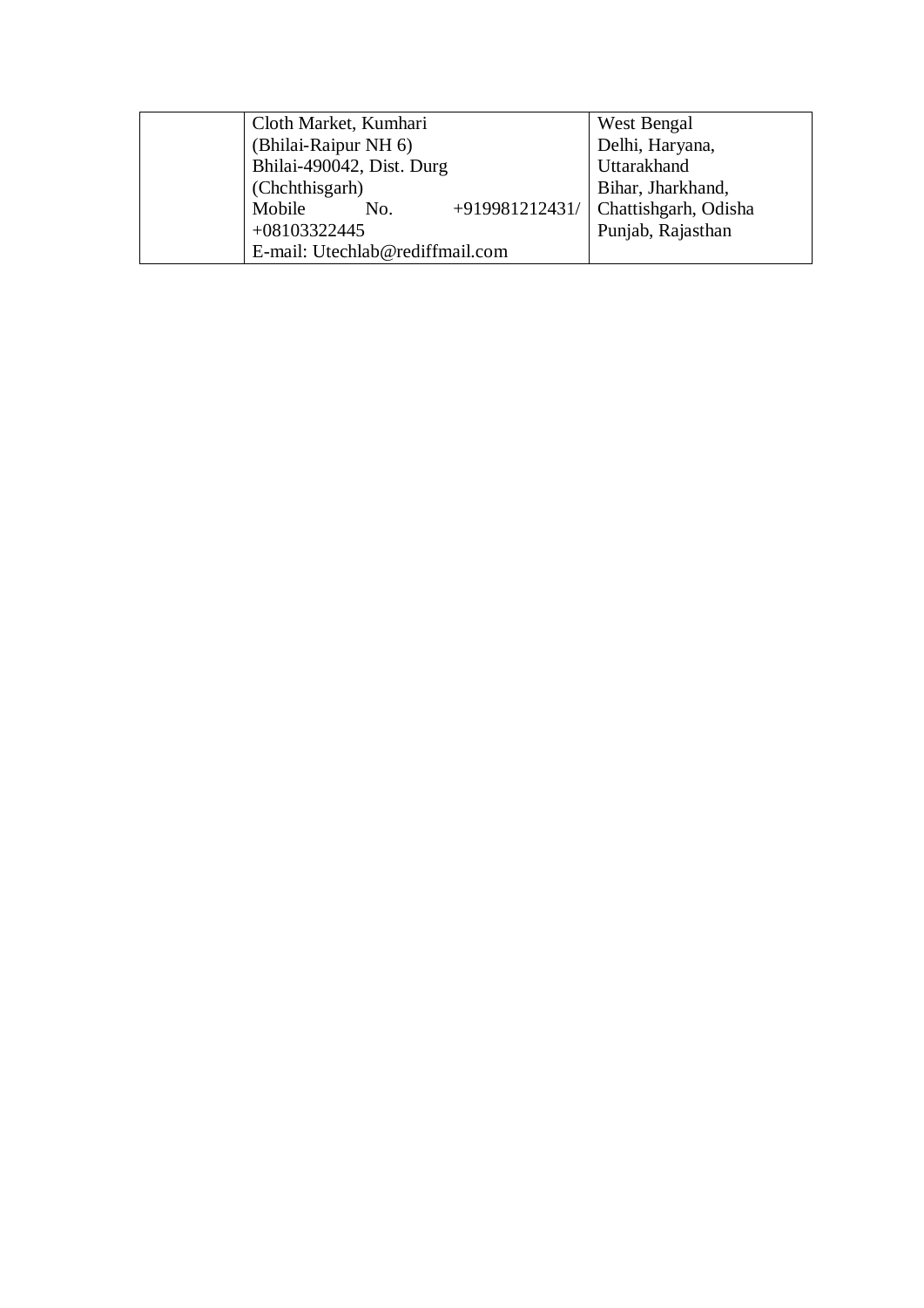| | | |
|---|---|---|
| | Cloth Market, Kumhari (Bhilai-Raipur NH 6) Bhilai-490042, Dist. Durg (Chchthisgarh) Mobile No. +919981212431/ +08103322445 E-mail: Utechlab@rediffmail.com | West Bengal Delhi, Haryana, Uttarakhand Bihar, Jharkhand, Chattishgarh, Odisha Punjab, Rajasthan |